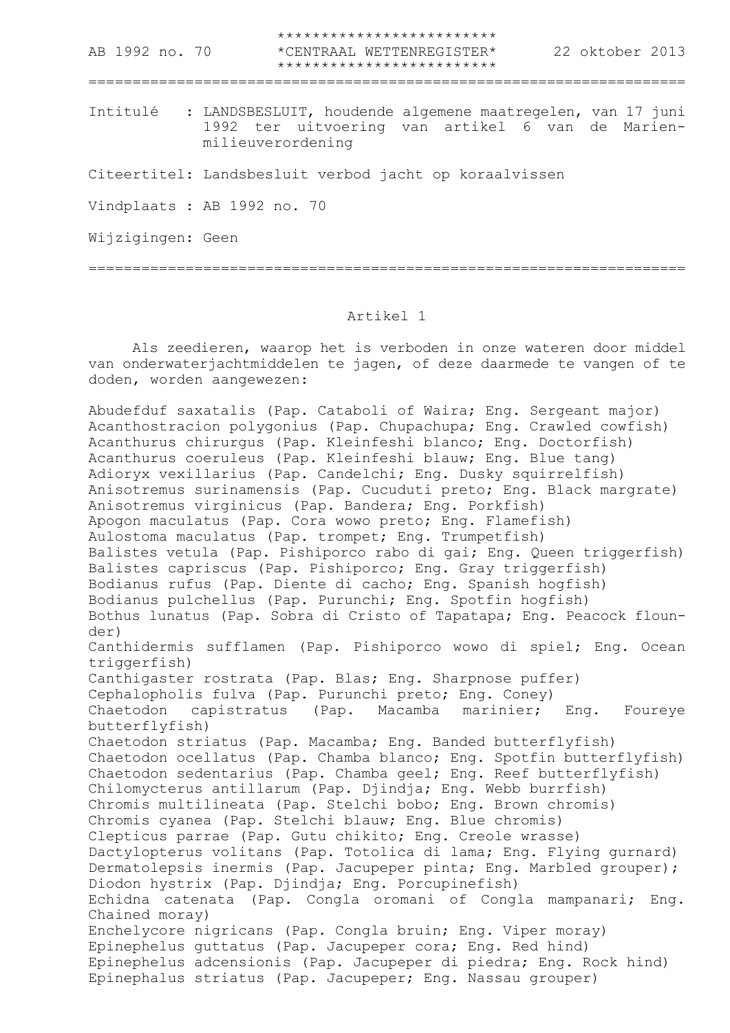AB 1992 no. 70 — *CENTRAAL WETTENREGISTER* — 22 oktober 2013

---

Intitulé : LANDSBESLUIT, houdende algemene maatregelen, van 17 juni 1992 ter uitvoering van artikel 6 van de Marienmilieuverordening

Citeertitel: Landsbesluit verbod jacht op koraalvissen

Vindplaats : AB 1992 no. 70

Wijzigingen: Geen

---

## Artikel 1

Als zeedieren, waarop het is verboden in onze wateren door middel van onderwaterjachtmiddelen te jagen, of deze daarmede te vangen of te doden, worden aangewezen:

Abudefduf saxatalis (Pap. Cataboli of Waira; Eng. Sergeant major)
Acanthostracion polygonius (Pap. Chupachupa; Eng. Crawled cowfish)
Acanthurus chirurgus (Pap. Kleinfeshi blanco; Eng. Doctorfish)
Acanthurus coeruleus (Pap. Kleinfeshi blauw; Eng. Blue tang)
Adioryx vexillarius (Pap. Candelchi; Eng. Dusky squirrelfish)
Anisotremus surinamensis (Pap. Cucuduti preto; Eng. Black margrate)
Anisotremus virginicus (Pap. Bandera; Eng. Porkfish)
Apogon maculatus (Pap. Cora wowo preto; Eng. Flamefish)
Aulostoma maculatus (Pap. trompet; Eng. Trumpetfish)
Balistes vetula (Pap. Pishiporco rabo di gai; Eng. Queen triggerfish)
Balistes capriscus (Pap. Pishiporco; Eng. Gray triggerfish)
Bodianus rufus (Pap. Diente di cacho; Eng. Spanish hogfish)
Bodianus pulchellus (Pap. Purunchi; Eng. Spotfin hogfish)
Bothus lunatus (Pap. Sobra di Cristo of Tapatapa; Eng. Peacock flounder)
Canthidermis sufflamen (Pap. Pishiporco wowo di spiel; Eng. Ocean triggerfish)
Canthigaster rostrata (Pap. Blas; Eng. Sharpnose puffer)
Cephalopholis fulva (Pap. Purunchi preto; Eng. Coney)
Chaetodon capistratus (Pap. Macamba marinier; Eng. Foureye butterflyfish)
Chaetodon striatus (Pap. Macamba; Eng. Banded butterflyfish)
Chaetodon ocellatus (Pap. Chamba blanco; Eng. Spotfin butterflyfish)
Chaetodon sedentarius (Pap. Chamba geel; Eng. Reef butterflyfish)
Chilomycterus antillarum (Pap. Djindja; Eng. Webb burrfish)
Chromis multilineata (Pap. Stelchi bobo; Eng. Brown chromis)
Chromis cyanea (Pap. Stelchi blauw; Eng. Blue chromis)
Clepticus parrae (Pap. Gutu chikito; Eng. Creole wrasse)
Dactylopterus volitans (Pap. Totolica di lama; Eng. Flying gurnard)
Dermatolepsis inermis (Pap. Jacupeper pinta; Eng. Marbled grouper);
Diodon hystrix (Pap. Djindja; Eng. Porcupinefish)
Echidna catenata (Pap. Congla oromani of Congla mampanari; Eng. Chained moray)
Enchelycore nigricans (Pap. Congla bruin; Eng. Viper moray)
Epinephelus guttatus (Pap. Jacupeper cora; Eng. Red hind)
Epinephelus adcensionis (Pap. Jacupeper di piedra; Eng. Rock hind)
Epinephalus striatus (Pap. Jacupeper; Eng. Nassau grouper)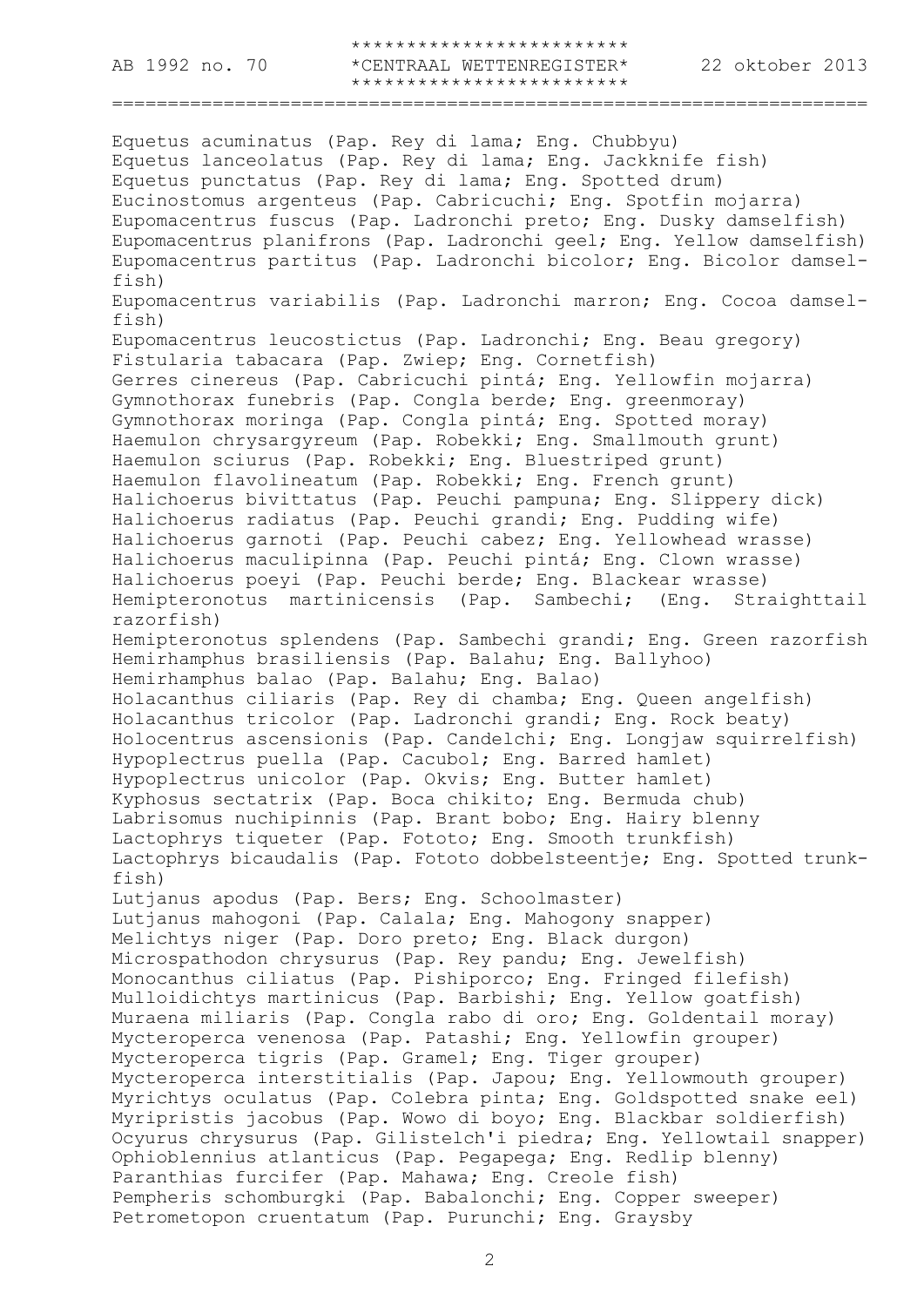Equetus acuminatus (Pap. Rey di lama; Eng. Chubbyu)
Equetus lanceolatus (Pap. Rey di lama; Eng. Jackknife fish)
Equetus punctatus (Pap. Rey di lama; Eng. Spotted drum)
Eucinostomus argenteus (Pap. Cabricuchi; Eng. Spotfin mojarra)
Eupomacentrus fuscus (Pap. Ladronchi preto; Eng. Dusky damselfish)
Eupomacentrus planifrons (Pap. Ladronchi geel; Eng. Yellow damselfish)
Eupomacentrus partitus (Pap. Ladronchi bicolor; Eng. Bicolor damsel-fish)
Eupomacentrus variabilis (Pap. Ladronchi marron; Eng. Cocoa damsel-fish)
Eupomacentrus leucostictus (Pap. Ladronchi; Eng. Beau gregory)
Fistularia tabacara (Pap. Zwiep; Eng. Cornetfish)
Gerres cinereus (Pap. Cabricuchi pintá; Eng. Yellowfin mojarra)
Gymnothorax funebris (Pap. Congla berde; Eng. greenmoray)
Gymnothorax moringa (Pap. Congla pintá; Eng. Spotted moray)
Haemulon chrysargyreum (Pap. Robekki; Eng. Smallmouth grunt)
Haemulon sciurus (Pap. Robekki; Eng. Bluestriped grunt)
Haemulon flavolineatum (Pap. Robekki; Eng. French grunt)
Halichoerus bivittatus (Pap. Peuchi pampuna; Eng. Slippery dick)
Halichoerus radiatus (Pap. Peuchi grandi; Eng. Pudding wife)
Halichoerus garnoti (Pap. Peuchi cabez; Eng. Yellowhead wrasse)
Halichoerus maculipinna (Pap. Peuchi pintá; Eng. Clown wrasse)
Halichoerus poeyi (Pap. Peuchi berde; Eng. Blackear wrasse)
Hemipteronotus martinicensis (Pap. Sambechi; (Eng. Straighttail razorfish)
Hemipteronotus splendens (Pap. Sambechi grandi; Eng. Green razorfish
Hemirhamphus brasiliensis (Pap. Balahu; Eng. Ballyhoo)
Hemirhamphus balao (Pap. Balahu; Eng. Balao)
Holacanthus ciliaris (Pap. Rey di chamba; Eng. Queen angelfish)
Holacanthus tricolor (Pap. Ladronchi grandi; Eng. Rock beaty)
Holocentrus ascensionis (Pap. Candelchi; Eng. Longjaw squirrelfish)
Hypoplectrus puella (Pap. Cacubol; Eng. Barred hamlet)
Hypoplectrus unicolor (Pap. Okvis; Eng. Butter hamlet)
Kyphosus sectatrix (Pap. Boca chikito; Eng. Bermuda chub)
Labrisomus nuchipinnis (Pap. Brant bobo; Eng. Hairy blenny
Lactophrys tiqueter (Pap. Fototo; Eng. Smooth trunkfish)
Lactophrys bicaudalis (Pap. Fototo dobbelsteentje; Eng. Spotted trunk-fish)
Lutjanus apodus (Pap. Bers; Eng. Schoolmaster)
Lutjanus mahogoni (Pap. Calala; Eng. Mahogony snapper)
Melichtys niger (Pap. Doro preto; Eng. Black durgon)
Microspathodon chrysurus (Pap. Rey pandu; Eng. Jewelfish)
Monocanthus ciliatus (Pap. Pishiporco; Eng. Fringed filefish)
Mulloidichtys martinicus (Pap. Barbishi; Eng. Yellow goatfish)
Muraena miliaris (Pap. Congla rabo di oro; Eng. Goldentail moray)
Mycteroperca venenosa (Pap. Patashi; Eng. Yellowfin grouper)
Mycteroperca tigris (Pap. Gramel; Eng. Tiger grouper)
Mycteroperca interstitialis (Pap. Japou; Eng. Yellowmouth grouper)
Myrichtys oculatus (Pap. Colebra pinta; Eng. Goldspotted snake eel)
Myripristis jacobus (Pap. Wowo di boyo; Eng. Blackbar soldierfish)
Ocyurus chrysurus (Pap. Gilistelch'i piedra; Eng. Yellowtail snapper)
Ophioblennius atlanticus (Pap. Pegapega; Eng. Redlip blenny)
Paranthias furcifer (Pap. Mahawa; Eng. Creole fish)
Pempheris schomburgki (Pap. Babalonchi; Eng. Copper sweeper)
Petrometopon cruentatum (Pap. Purunchi; Eng. Graysby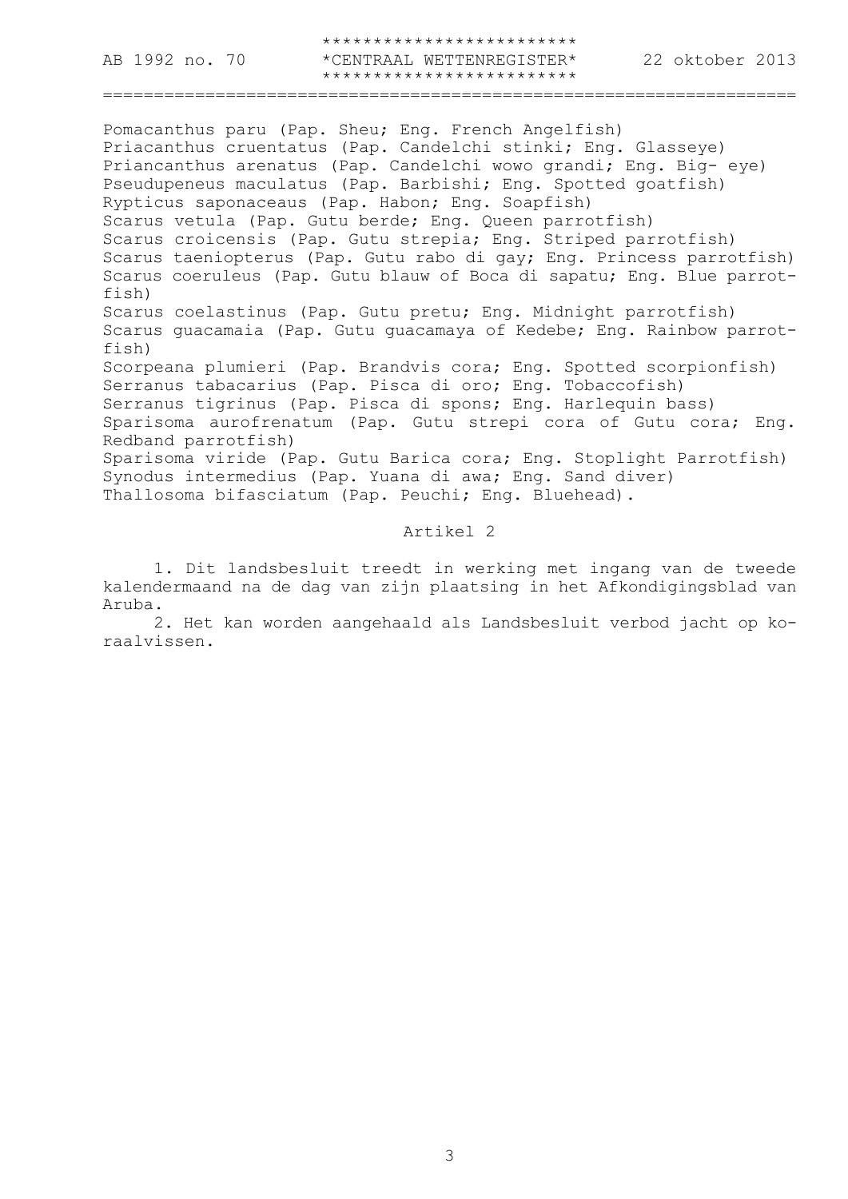Pomacanthus paru (Pap. Sheu; Eng. French Angelfish)
Priacanthus cruentatus (Pap. Candelchi stinki; Eng. Glasseye)
Priancanthus arenatus (Pap. Candelchi wowo grandi; Eng. Big- eye)
Pseudupeneus maculatus (Pap. Barbishi; Eng. Spotted goatfish)
Rypticus saponaceaus (Pap. Habon; Eng. Soapfish)
Scarus vetula (Pap. Gutu berde; Eng. Queen parrotfish)
Scarus croicensis (Pap. Gutu strepia; Eng. Striped parrotfish)
Scarus taeniopterus (Pap. Gutu rabo di gay; Eng. Princess parrotfish)
Scarus coeruleus (Pap. Gutu blauw of Boca di sapatu; Eng. Blue parrotfish)
Scarus coelastinus (Pap. Gutu pretu; Eng. Midnight parrotfish)
Scarus guacamaia (Pap. Gutu guacamaya of Kedebe; Eng. Rainbow parrotfish)
Scorpeana plumieri (Pap. Brandvis cora; Eng. Spotted scorpionfish)
Serranus tabacarius (Pap. Pisca di oro; Eng. Tobaccofish)
Serranus tigrinus (Pap. Pisca di spons; Eng. Harlequin bass)
Sparisoma aurofrenatum (Pap. Gutu strepi cora of Gutu cora; Eng. Redband parrotfish)
Sparisoma viride (Pap. Gutu Barica cora; Eng. Stoplight Parrotfish)
Synodus intermedius (Pap. Yuana di awa; Eng. Sand diver)
Thallosoma bifasciatum (Pap. Peuchi; Eng. Bluehead).

## Artikel 2

1. Dit landsbesluit treedt in werking met ingang van de tweede kalendermaand na de dag van zijn plaatsing in het Afkondigingsblad van Aruba.

2. Het kan worden aangehaald als Landsbesluit verbod jacht op koraalvissen.